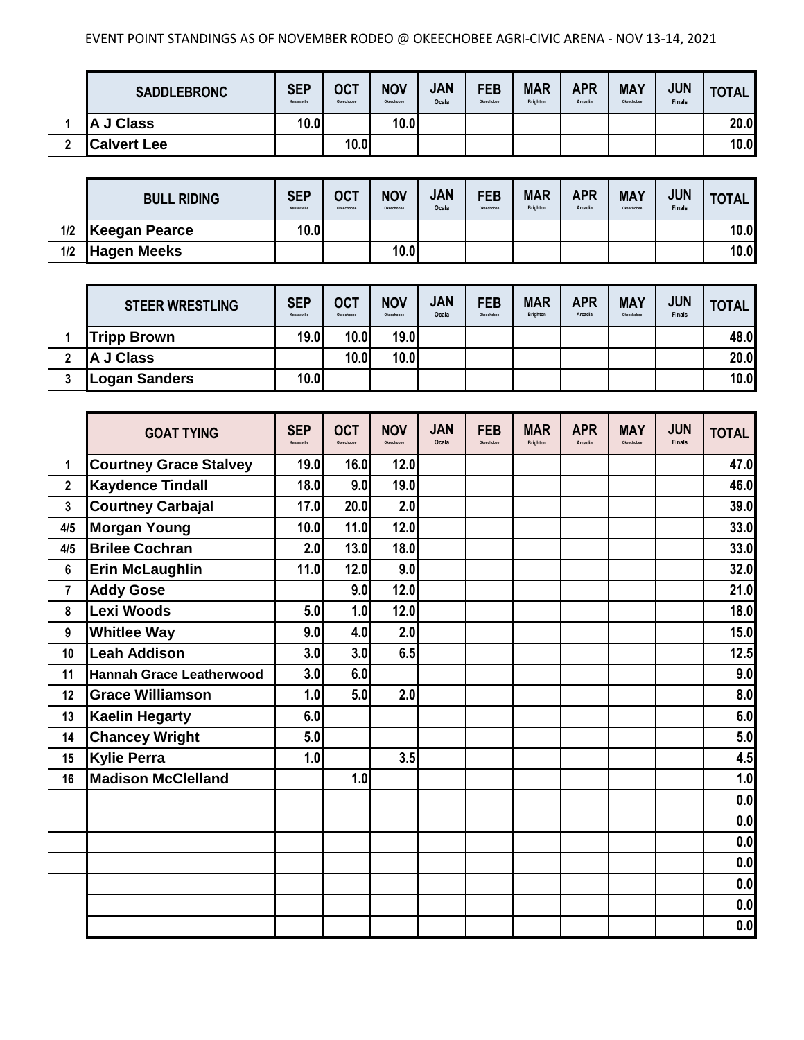EVENT POINT STANDINGS AS OF NOVEMBER RODEO @ OKEECHOBEE AGRI-CIVIC ARENA - NOV 13-14, 2021

| | SADDLEBRONC | SEP Kenansville | OCT Okeechobee | NOV Okeechobee | JAN Ocala | FEB Okeechobee | MAR Brighton | APR Arcadia | MAY Okeechobee | JUN Finals | TOTAL |
|---|---|---|---|---|---|---|---|---|---|---|---|
| 1 | A J Class | 10.0 | | 10.0 | | | | | | | 20.0 |
| 2 | Calvert Lee | | 10.0 | | | | | | | | 10.0 |

| | BULL RIDING | SEP Kenansville | OCT Okeechobee | NOV Okeechobee | JAN Ocala | FEB Okeechobee | MAR Brighton | APR Arcadia | MAY Okeechobee | JUN Finals | TOTAL |
|---|---|---|---|---|---|---|---|---|---|---|---|
| 1/2 | Keegan Pearce | 10.0 | | | | | | | | | 10.0 |
| 1/2 | Hagen Meeks | | | 10.0 | | | | | | | 10.0 |

| | STEER WRESTLING | SEP Kenansville | OCT Okeechobee | NOV Okeechobee | JAN Ocala | FEB Okeechobee | MAR Brighton | APR Arcadia | MAY Okeechobee | JUN Finals | TOTAL |
|---|---|---|---|---|---|---|---|---|---|---|---|
| 1 | Tripp Brown | 19.0 | 10.0 | 19.0 | | | | | | | 48.0 |
| 2 | A J Class | | 10.0 | 10.0 | | | | | | | 20.0 |
| 3 | Logan Sanders | 10.0 | | | | | | | | | 10.0 |

| | GOAT TYING | SEP Kenansville | OCT Okeechobee | NOV Okeechobee | JAN Ocala | FEB Okeechobee | MAR Brighton | APR Arcadia | MAY Okeechobee | JUN Finals | TOTAL |
|---|---|---|---|---|---|---|---|---|---|---|---|
| 1 | Courtney Grace Stalvey | 19.0 | 16.0 | 12.0 | | | | | | | 47.0 |
| 2 | Kaydence Tindall | 18.0 | 9.0 | 19.0 | | | | | | | 46.0 |
| 3 | Courtney Carbajal | 17.0 | 20.0 | 2.0 | | | | | | | 39.0 |
| 4/5 | Morgan Young | 10.0 | 11.0 | 12.0 | | | | | | | 33.0 |
| 4/5 | Brilee Cochran | 2.0 | 13.0 | 18.0 | | | | | | | 33.0 |
| 6 | Erin McLaughlin | 11.0 | 12.0 | 9.0 | | | | | | | 32.0 |
| 7 | Addy Gose | | 9.0 | 12.0 | | | | | | | 21.0 |
| 8 | Lexi Woods | 5.0 | 1.0 | 12.0 | | | | | | | 18.0 |
| 9 | Whitlee Way | 9.0 | 4.0 | 2.0 | | | | | | | 15.0 |
| 10 | Leah Addison | 3.0 | 3.0 | 6.5 | | | | | | | 12.5 |
| 11 | Hannah Grace Leatherwood | 3.0 | 6.0 | | | | | | | | 9.0 |
| 12 | Grace Williamson | 1.0 | 5.0 | 2.0 | | | | | | | 8.0 |
| 13 | Kaelin Hegarty | 6.0 | | | | | | | | | 6.0 |
| 14 | Chancey Wright | 5.0 | | | | | | | | | 5.0 |
| 15 | Kylie Perra | 1.0 | | 3.5 | | | | | | | 4.5 |
| 16 | Madison McClelland | | 1.0 | | | | | | | | 1.0 |
| | | | | | | | | | | | 0.0 |
| | | | | | | | | | | | 0.0 |
| | | | | | | | | | | | 0.0 |
| | | | | | | | | | | | 0.0 |
| | | | | | | | | | | | 0.0 |
| | | | | | | | | | | | 0.0 |
| | | | | | | | | | | | 0.0 |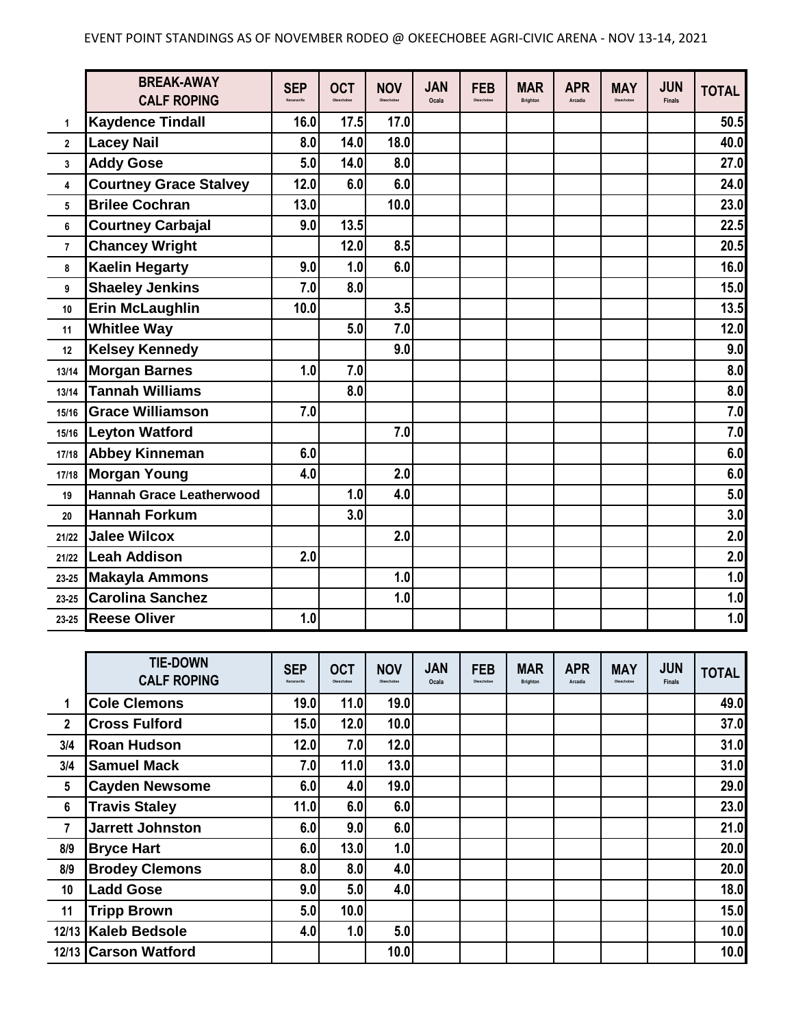EVENT POINT STANDINGS AS OF NOVEMBER RODEO @ OKEECHOBEE AGRI-CIVIC ARENA - NOV 13-14, 2021

| | BREAK-AWAY CALF ROPING | SEP Kenansville | OCT Okeechobee | NOV Okeechobee | JAN Ocala | FEB Okeechobee | MAR Brighton | APR Arcadia | MAY Okeechobee | JUN Finals | TOTAL |
|---|---|---|---|---|---|---|---|---|---|---|---|
| 1 | Kaydence Tindall | 16.0 | 17.5 | 17.0 | | | | | | | 50.5 |
| 2 | Lacey Nail | 8.0 | 14.0 | 18.0 | | | | | | | 40.0 |
| 3 | Addy Gose | 5.0 | 14.0 | 8.0 | | | | | | | 27.0 |
| 4 | Courtney Grace Stalvey | 12.0 | 6.0 | 6.0 | | | | | | | 24.0 |
| 5 | Brilee Cochran | 13.0 | | 10.0 | | | | | | | 23.0 |
| 6 | Courtney Carbajal | 9.0 | 13.5 | | | | | | | | 22.5 |
| 7 | Chancey Wright | | 12.0 | 8.5 | | | | | | | 20.5 |
| 8 | Kaelin Hegarty | 9.0 | 1.0 | 6.0 | | | | | | | 16.0 |
| 9 | Shaeley Jenkins | 7.0 | 8.0 | | | | | | | | 15.0 |
| 10 | Erin McLaughlin | 10.0 | | 3.5 | | | | | | | 13.5 |
| 11 | Whitlee Way | | 5.0 | 7.0 | | | | | | | 12.0 |
| 12 | Kelsey Kennedy | | | 9.0 | | | | | | | 9.0 |
| 13/14 | Morgan Barnes | 1.0 | 7.0 | | | | | | | | 8.0 |
| 13/14 | Tannah Williams | | 8.0 | | | | | | | | 8.0 |
| 15/16 | Grace Williamson | 7.0 | | | | | | | | | 7.0 |
| 15/16 | Leyton Watford | | | 7.0 | | | | | | | 7.0 |
| 17/18 | Abbey Kinneman | 6.0 | | | | | | | | | 6.0 |
| 17/18 | Morgan Young | 4.0 | | 2.0 | | | | | | | 6.0 |
| 19 | Hannah Grace Leatherwood | | 1.0 | 4.0 | | | | | | | 5.0 |
| 20 | Hannah Forkum | | 3.0 | | | | | | | | 3.0 |
| 21/22 | Jalee Wilcox | | | 2.0 | | | | | | | 2.0 |
| 21/22 | Leah Addison | 2.0 | | | | | | | | | 2.0 |
| 23-25 | Makayla Ammons | | | 1.0 | | | | | | | 1.0 |
| 23-25 | Carolina Sanchez | | | 1.0 | | | | | | | 1.0 |
| 23-25 | Reese Oliver | 1.0 | | | | | | | | | 1.0 |

| | TIE-DOWN CALF ROPING | SEP Kenansville | OCT Okeechobee | NOV Okeechobee | JAN Ocala | FEB Okeechobee | MAR Brighton | APR Arcadia | MAY Okeechobee | JUN Finals | TOTAL |
|---|---|---|---|---|---|---|---|---|---|---|---|
| 1 | Cole Clemons | 19.0 | 11.0 | 19.0 | | | | | | | 49.0 |
| 2 | Cross Fulford | 15.0 | 12.0 | 10.0 | | | | | | | 37.0 |
| 3/4 | Roan Hudson | 12.0 | 7.0 | 12.0 | | | | | | | 31.0 |
| 3/4 | Samuel Mack | 7.0 | 11.0 | 13.0 | | | | | | | 31.0 |
| 5 | Cayden Newsome | 6.0 | 4.0 | 19.0 | | | | | | | 29.0 |
| 6 | Travis Staley | 11.0 | 6.0 | 6.0 | | | | | | | 23.0 |
| 7 | Jarrett Johnston | 6.0 | 9.0 | 6.0 | | | | | | | 21.0 |
| 8/9 | Bryce Hart | 6.0 | 13.0 | 1.0 | | | | | | | 20.0 |
| 8/9 | Brodey Clemons | 8.0 | 8.0 | 4.0 | | | | | | | 20.0 |
| 10 | Ladd Gose | 9.0 | 5.0 | 4.0 | | | | | | | 18.0 |
| 11 | Tripp Brown | 5.0 | 10.0 | | | | | | | | 15.0 |
| 12/13 | Kaleb Bedsole | 4.0 | 1.0 | 5.0 | | | | | | | 10.0 |
| 12/13 | Carson Watford | | | 10.0 | | | | | | | 10.0 |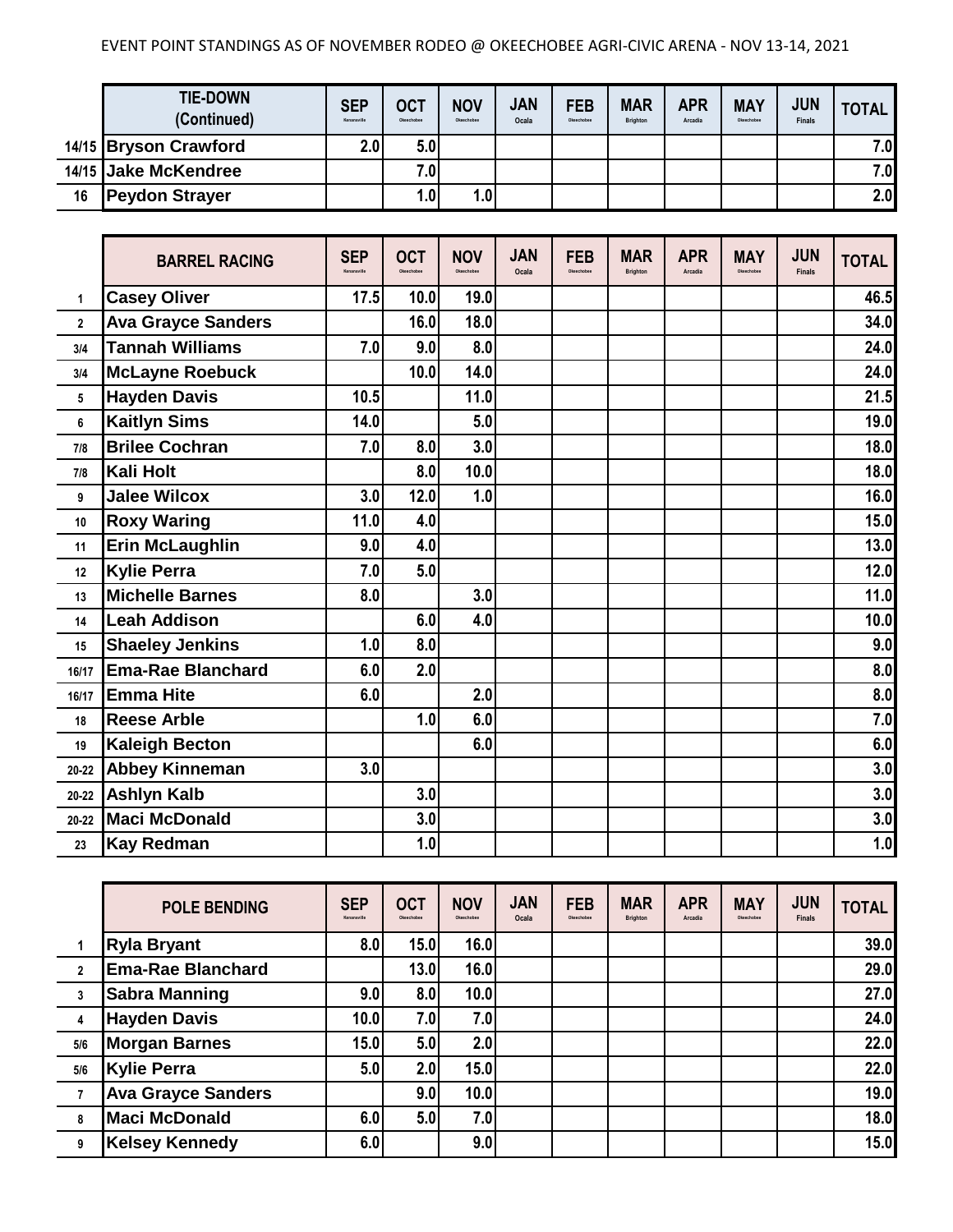EVENT POINT STANDINGS AS OF NOVEMBER RODEO @ OKEECHOBEE AGRI-CIVIC ARENA - NOV 13-14, 2021

| | TIE-DOWN (Continued) | SEP Kenansville | OCT Okeechobee | NOV Okeechobee | JAN Ocala | FEB Okeechobee | MAR Brighton | APR Arcadia | MAY Okeechobee | JUN Finals | TOTAL |
|---|---|---|---|---|---|---|---|---|---|---|---|
| 14/15 | Bryson Crawford | 2.0 | 5.0 | | | | | | | | 7.0 |
| 14/15 | Jake McKendree | | 7.0 | | | | | | | | 7.0 |
| 16 | Peydon Strayer | | 1.0 | 1.0 | | | | | | | 2.0 |

| | BARREL RACING | SEP Kenansville | OCT Okeechobee | NOV Okeechobee | JAN Ocala | FEB Okeechobee | MAR Brighton | APR Arcadia | MAY Okeechobee | JUN Finals | TOTAL |
|---|---|---|---|---|---|---|---|---|---|---|---|
| 1 | Casey Oliver | 17.5 | 10.0 | 19.0 | | | | | | | 46.5 |
| 2 | Ava Grayce Sanders | | 16.0 | 18.0 | | | | | | | 34.0 |
| 3/4 | Tannah Williams | 7.0 | 9.0 | 8.0 | | | | | | | 24.0 |
| 3/4 | McLayne Roebuck | | 10.0 | 14.0 | | | | | | | 24.0 |
| 5 | Hayden Davis | 10.5 | | 11.0 | | | | | | | 21.5 |
| 6 | Kaitlyn Sims | 14.0 | | 5.0 | | | | | | | 19.0 |
| 7/8 | Brilee Cochran | 7.0 | 8.0 | 3.0 | | | | | | | 18.0 |
| 7/8 | Kali Holt | | 8.0 | 10.0 | | | | | | | 18.0 |
| 9 | Jalee Wilcox | 3.0 | 12.0 | 1.0 | | | | | | | 16.0 |
| 10 | Roxy Waring | 11.0 | 4.0 | | | | | | | | 15.0 |
| 11 | Erin McLaughlin | 9.0 | 4.0 | | | | | | | | 13.0 |
| 12 | Kylie Perra | 7.0 | 5.0 | | | | | | | | 12.0 |
| 13 | Michelle Barnes | 8.0 | | 3.0 | | | | | | | 11.0 |
| 14 | Leah Addison | | 6.0 | 4.0 | | | | | | | 10.0 |
| 15 | Shaeley Jenkins | 1.0 | 8.0 | | | | | | | | 9.0 |
| 16/17 | Ema-Rae Blanchard | 6.0 | 2.0 | | | | | | | | 8.0 |
| 16/17 | Emma Hite | 6.0 | | 2.0 | | | | | | | 8.0 |
| 18 | Reese Arble | | 1.0 | 6.0 | | | | | | | 7.0 |
| 19 | Kaleigh Becton | | | 6.0 | | | | | | | 6.0 |
| 20-22 | Abbey Kinneman | 3.0 | | | | | | | | | 3.0 |
| 20-22 | Ashlyn Kalb | | 3.0 | | | | | | | | 3.0 |
| 20-22 | Maci McDonald | | 3.0 | | | | | | | | 3.0 |
| 23 | Kay Redman | | 1.0 | | | | | | | | 1.0 |

| | POLE BENDING | SEP Kenansville | OCT Okeechobee | NOV Okeechobee | JAN Ocala | FEB Okeechobee | MAR Brighton | APR Arcadia | MAY Okeechobee | JUN Finals | TOTAL |
|---|---|---|---|---|---|---|---|---|---|---|---|
| 1 | Ryla Bryant | 8.0 | 15.0 | 16.0 | | | | | | | 39.0 |
| 2 | Ema-Rae Blanchard | | 13.0 | 16.0 | | | | | | | 29.0 |
| 3 | Sabra Manning | 9.0 | 8.0 | 10.0 | | | | | | | 27.0 |
| 4 | Hayden Davis | 10.0 | 7.0 | 7.0 | | | | | | | 24.0 |
| 5/6 | Morgan Barnes | 15.0 | 5.0 | 2.0 | | | | | | | 22.0 |
| 5/6 | Kylie Perra | 5.0 | 2.0 | 15.0 | | | | | | | 22.0 |
| 7 | Ava Grayce Sanders | | 9.0 | 10.0 | | | | | | | 19.0 |
| 8 | Maci McDonald | 6.0 | 5.0 | 7.0 | | | | | | | 18.0 |
| 9 | Kelsey Kennedy | 6.0 | | 9.0 | | | | | | | 15.0 |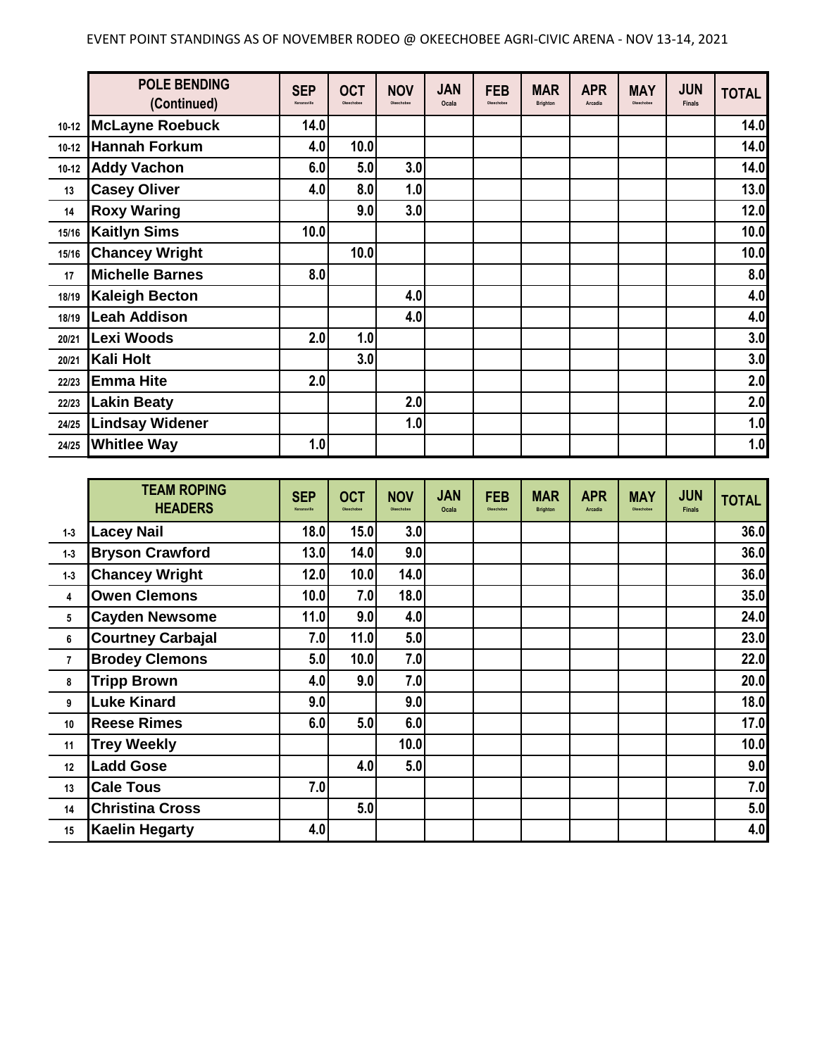EVENT POINT STANDINGS AS OF NOVEMBER RODEO @ OKEECHOBEE AGRI-CIVIC ARENA - NOV 13-14, 2021

| | POLE BENDING (Continued) | SEP Kenansville | OCT Okeechobee | NOV Okeechobee | JAN Ocala | FEB Okeechobee | MAR Brighton | APR Arcadia | MAY Okeechobee | JUN Finals | TOTAL |
|---|---|---|---|---|---|---|---|---|---|---|---|
| 10-12 | McLayne Roebuck | 14.0 | | | | | | | | | 14.0 |
| 10-12 | Hannah Forkum | 4.0 | 10.0 | | | | | | | | 14.0 |
| 10-12 | Addy Vachon | 6.0 | 5.0 | 3.0 | | | | | | | 14.0 |
| 13 | Casey Oliver | 4.0 | 8.0 | 1.0 | | | | | | | 13.0 |
| 14 | Roxy Waring | | 9.0 | 3.0 | | | | | | | 12.0 |
| 15/16 | Kaitlyn Sims | 10.0 | | | | | | | | | 10.0 |
| 15/16 | Chancey Wright | | 10.0 | | | | | | | | 10.0 |
| 17 | Michelle Barnes | 8.0 | | | | | | | | | 8.0 |
| 18/19 | Kaleigh Becton | | | 4.0 | | | | | | | 4.0 |
| 18/19 | Leah Addison | | | 4.0 | | | | | | | 4.0 |
| 20/21 | Lexi Woods | 2.0 | 1.0 | | | | | | | | 3.0 |
| 20/21 | Kali Holt | | 3.0 | | | | | | | | 3.0 |
| 22/23 | Emma Hite | 2.0 | | | | | | | | | 2.0 |
| 22/23 | Lakin Beaty | | | 2.0 | | | | | | | 2.0 |
| 24/25 | Lindsay Widener | | | 1.0 | | | | | | | 1.0 |
| 24/25 | Whitlee Way | 1.0 | | | | | | | | | 1.0 |

| | TEAM ROPING HEADERS | SEP Kenansville | OCT Okeechobee | NOV Okeechobee | JAN Ocala | FEB Okeechobee | MAR Brighton | APR Arcadia | MAY Okeechobee | JUN Finals | TOTAL |
|---|---|---|---|---|---|---|---|---|---|---|---|
| 1-3 | Lacey Nail | 18.0 | 15.0 | 3.0 | | | | | | | 36.0 |
| 1-3 | Bryson Crawford | 13.0 | 14.0 | 9.0 | | | | | | | 36.0 |
| 1-3 | Chancey Wright | 12.0 | 10.0 | 14.0 | | | | | | | 36.0 |
| 4 | Owen Clemons | 10.0 | 7.0 | 18.0 | | | | | | | 35.0 |
| 5 | Cayden Newsome | 11.0 | 9.0 | 4.0 | | | | | | | 24.0 |
| 6 | Courtney Carbajal | 7.0 | 11.0 | 5.0 | | | | | | | 23.0 |
| 7 | Brodey Clemons | 5.0 | 10.0 | 7.0 | | | | | | | 22.0 |
| 8 | Tripp Brown | 4.0 | 9.0 | 7.0 | | | | | | | 20.0 |
| 9 | Luke Kinard | 9.0 | | 9.0 | | | | | | | 18.0 |
| 10 | Reese Rimes | 6.0 | 5.0 | 6.0 | | | | | | | 17.0 |
| 11 | Trey Weekly | | | 10.0 | | | | | | | 10.0 |
| 12 | Ladd Gose | | 4.0 | 5.0 | | | | | | | 9.0 |
| 13 | Cale Tous | 7.0 | | | | | | | | | 7.0 |
| 14 | Christina Cross | | 5.0 | | | | | | | | 5.0 |
| 15 | Kaelin Hegarty | 4.0 | | | | | | | | | 4.0 |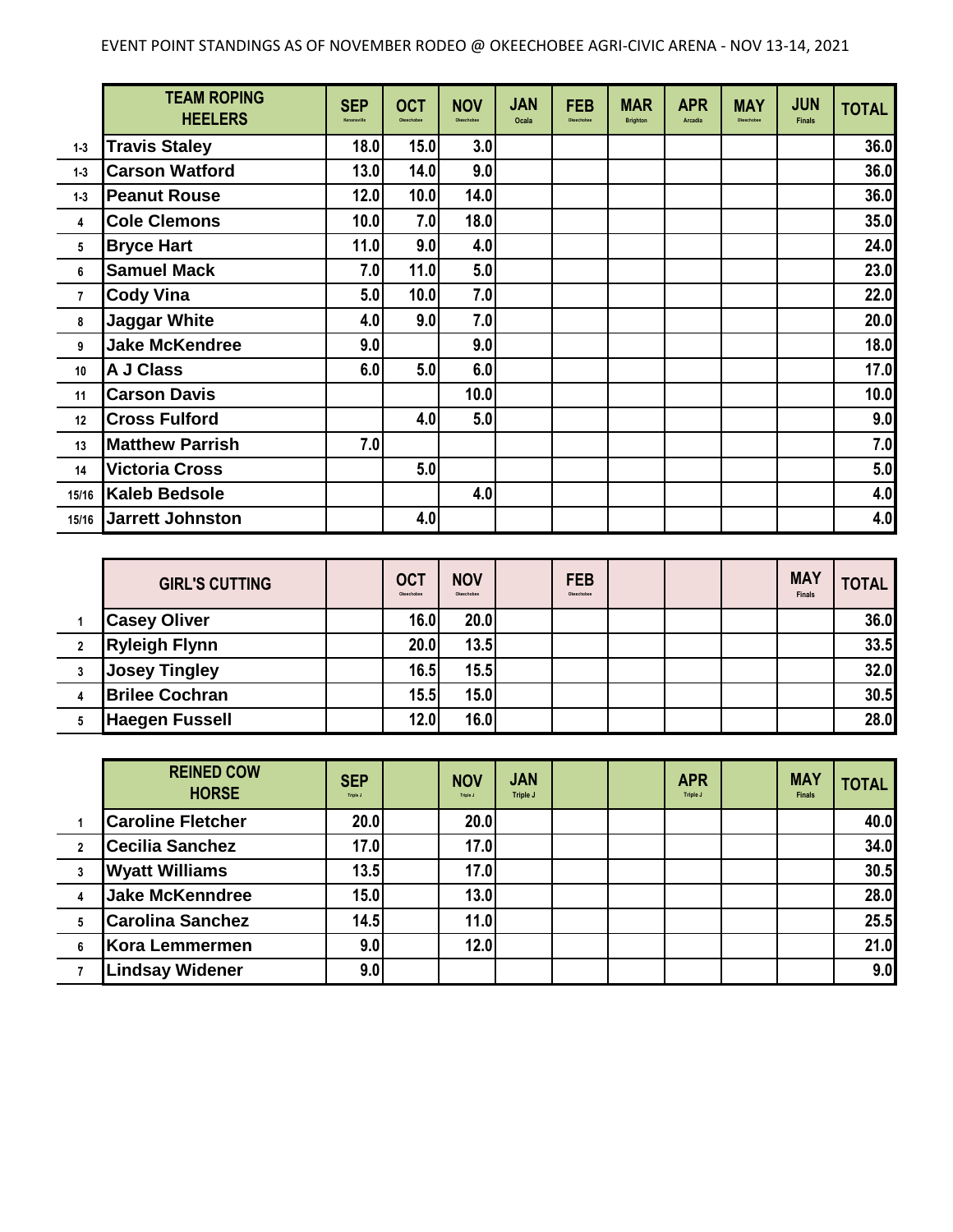EVENT POINT STANDINGS AS OF NOVEMBER RODEO @ OKEECHOBEE AGRI-CIVIC ARENA - NOV 13-14, 2021

| | TEAM ROPING HEELERS | SEP Kenansville | OCT Okeechobee | NOV Okeechobee | JAN Ocala | FEB Okeechobee | MAR Brighton | APR Arcadia | MAY Okeechobee | JUN Finals | TOTAL |
|---|---|---|---|---|---|---|---|---|---|---|---|
| 1-3 | Travis Staley | 18.0 | 15.0 | 3.0 | | | | | | | 36.0 |
| 1-3 | Carson Watford | 13.0 | 14.0 | 9.0 | | | | | | | 36.0 |
| 1-3 | Peanut Rouse | 12.0 | 10.0 | 14.0 | | | | | | | 36.0 |
| 4 | Cole Clemons | 10.0 | 7.0 | 18.0 | | | | | | | 35.0 |
| 5 | Bryce Hart | 11.0 | 9.0 | 4.0 | | | | | | | 24.0 |
| 6 | Samuel Mack | 7.0 | 11.0 | 5.0 | | | | | | | 23.0 |
| 7 | Cody Vina | 5.0 | 10.0 | 7.0 | | | | | | | 22.0 |
| 8 | Jaggar White | 4.0 | 9.0 | 7.0 | | | | | | | 20.0 |
| 9 | Jake McKendree | 9.0 | | 9.0 | | | | | | | 18.0 |
| 10 | A J Class | 6.0 | 5.0 | 6.0 | | | | | | | 17.0 |
| 11 | Carson Davis | | | 10.0 | | | | | | | 10.0 |
| 12 | Cross Fulford | | 4.0 | 5.0 | | | | | | | 9.0 |
| 13 | Matthew Parrish | 7.0 | | | | | | | | | 7.0 |
| 14 | Victoria Cross | | 5.0 | | | | | | | | 5.0 |
| 15/16 | Kaleb Bedsole | | | 4.0 | | | | | | | 4.0 |
| 15/16 | Jarrett Johnston | | 4.0 | | | | | | | | 4.0 |

| | GIRL'S CUTTING | | OCT Okeechobee | NOV Okeechobee | | FEB Okeechobee | | | | MAY Finals | TOTAL |
|---|---|---|---|---|---|---|---|---|---|---|---|
| 1 | Casey Oliver | | 16.0 | 20.0 | | | | | | | 36.0 |
| 2 | Ryleigh Flynn | | 20.0 | 13.5 | | | | | | | 33.5 |
| 3 | Josey Tingley | | 16.5 | 15.5 | | | | | | | 32.0 |
| 4 | Brilee Cochran | | 15.5 | 15.0 | | | | | | | 30.5 |
| 5 | Haegen Fussell | | 12.0 | 16.0 | | | | | | | 28.0 |

| | REINED COW HORSE | SEP Triple J | | NOV Triple J | JAN Triple J | | | APR Triple J | | MAY Finals | TOTAL |
|---|---|---|---|---|---|---|---|---|---|---|---|
| 1 | Caroline Fletcher | 20.0 | | 20.0 | | | | | | | 40.0 |
| 2 | Cecilia Sanchez | 17.0 | | 17.0 | | | | | | | 34.0 |
| 3 | Wyatt Williams | 13.5 | | 17.0 | | | | | | | 30.5 |
| 4 | Jake McKenndree | 15.0 | | 13.0 | | | | | | | 28.0 |
| 5 | Carolina Sanchez | 14.5 | | 11.0 | | | | | | | 25.5 |
| 6 | Kora Lemmermen | 9.0 | | 12.0 | | | | | | | 21.0 |
| 7 | Lindsay Widener | 9.0 | | | | | | | | | 9.0 |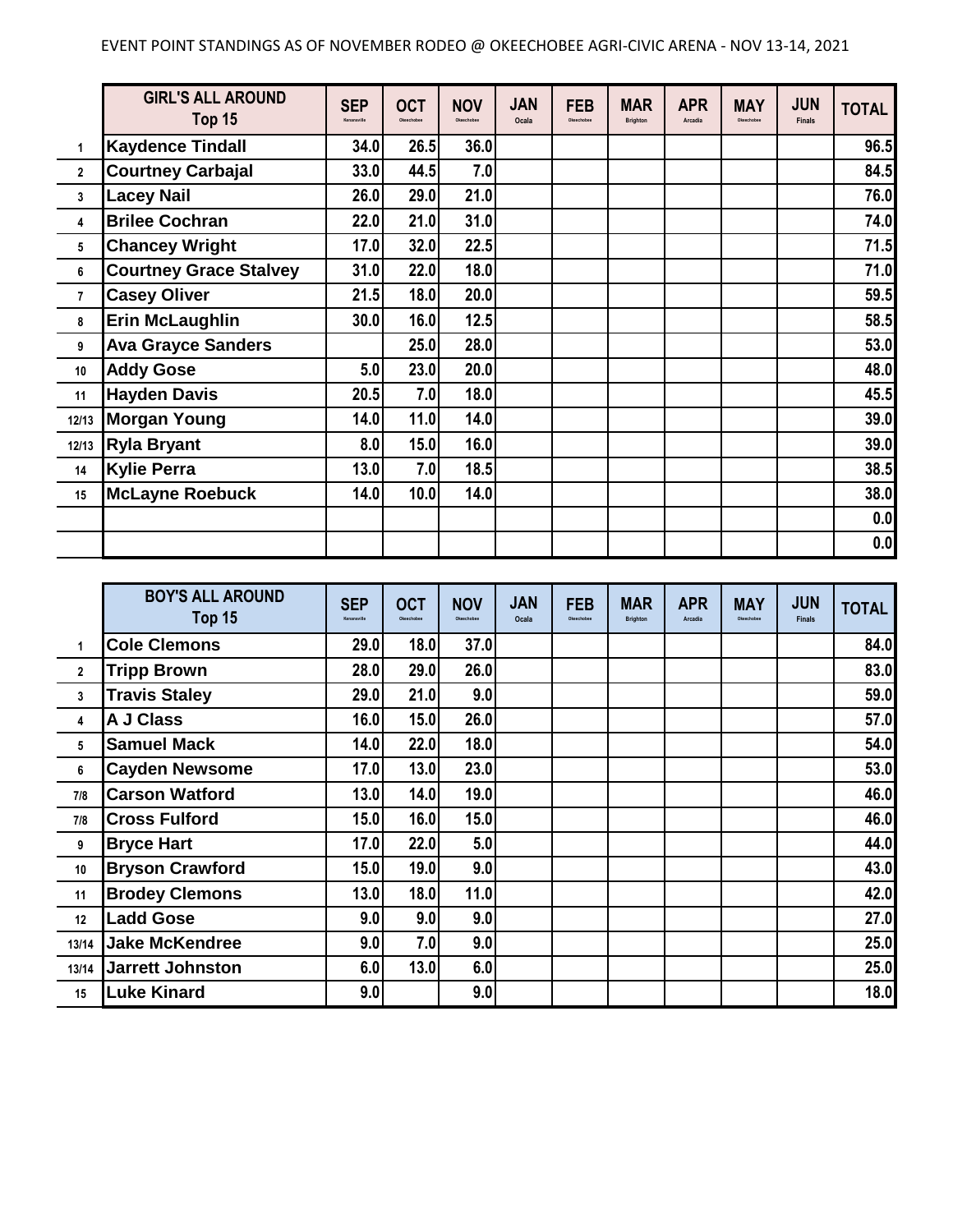EVENT POINT STANDINGS AS OF NOVEMBER RODEO @ OKEECHOBEE AGRI-CIVIC ARENA - NOV 13-14, 2021

| | GIRL'S ALL AROUND Top 15 | SEP Kenansville | OCT Okeechobee | NOV Okeechobee | JAN Ocala | FEB Okeechobee | MAR Brighton | APR Arcadia | MAY Okeechobee | JUN Finals | TOTAL |
|---|---|---|---|---|---|---|---|---|---|---|---|
| 1 | Kaydence Tindall | 34.0 | 26.5 | 36.0 | | | | | | | 96.5 |
| 2 | Courtney Carbajal | 33.0 | 44.5 | 7.0 | | | | | | | 84.5 |
| 3 | Lacey Nail | 26.0 | 29.0 | 21.0 | | | | | | | 76.0 |
| 4 | Brilee Cochran | 22.0 | 21.0 | 31.0 | | | | | | | 74.0 |
| 5 | Chancey Wright | 17.0 | 32.0 | 22.5 | | | | | | | 71.5 |
| 6 | Courtney Grace Stalvey | 31.0 | 22.0 | 18.0 | | | | | | | 71.0 |
| 7 | Casey Oliver | 21.5 | 18.0 | 20.0 | | | | | | | 59.5 |
| 8 | Erin McLaughlin | 30.0 | 16.0 | 12.5 | | | | | | | 58.5 |
| 9 | Ava Grayce Sanders | | 25.0 | 28.0 | | | | | | | 53.0 |
| 10 | Addy Gose | 5.0 | 23.0 | 20.0 | | | | | | | 48.0 |
| 11 | Hayden Davis | 20.5 | 7.0 | 18.0 | | | | | | | 45.5 |
| 12/13 | Morgan Young | 14.0 | 11.0 | 14.0 | | | | | | | 39.0 |
| 12/13 | Ryla Bryant | 8.0 | 15.0 | 16.0 | | | | | | | 39.0 |
| 14 | Kylie Perra | 13.0 | 7.0 | 18.5 | | | | | | | 38.5 |
| 15 | McLayne Roebuck | 14.0 | 10.0 | 14.0 | | | | | | | 38.0 |
| | | | | | | | | | | | 0.0 |
| | | | | | | | | | | | 0.0 |

| | BOY'S ALL AROUND Top 15 | SEP Kenansville | OCT Okeechobee | NOV Okeechobee | JAN Ocala | FEB Okeechobee | MAR Brighton | APR Arcadia | MAY Okeechobee | JUN Finals | TOTAL |
|---|---|---|---|---|---|---|---|---|---|---|---|
| 1 | Cole Clemons | 29.0 | 18.0 | 37.0 | | | | | | | 84.0 |
| 2 | Tripp Brown | 28.0 | 29.0 | 26.0 | | | | | | | 83.0 |
| 3 | Travis Staley | 29.0 | 21.0 | 9.0 | | | | | | | 59.0 |
| 4 | A J Class | 16.0 | 15.0 | 26.0 | | | | | | | 57.0 |
| 5 | Samuel Mack | 14.0 | 22.0 | 18.0 | | | | | | | 54.0 |
| 6 | Cayden Newsome | 17.0 | 13.0 | 23.0 | | | | | | | 53.0 |
| 7/8 | Carson Watford | 13.0 | 14.0 | 19.0 | | | | | | | 46.0 |
| 7/8 | Cross Fulford | 15.0 | 16.0 | 15.0 | | | | | | | 46.0 |
| 9 | Bryce Hart | 17.0 | 22.0 | 5.0 | | | | | | | 44.0 |
| 10 | Bryson Crawford | 15.0 | 19.0 | 9.0 | | | | | | | 43.0 |
| 11 | Brodey Clemons | 13.0 | 18.0 | 11.0 | | | | | | | 42.0 |
| 12 | Ladd Gose | 9.0 | 9.0 | 9.0 | | | | | | | 27.0 |
| 13/14 | Jake McKendree | 9.0 | 7.0 | 9.0 | | | | | | | 25.0 |
| 13/14 | Jarrett Johnston | 6.0 | 13.0 | 6.0 | | | | | | | 25.0 |
| 15 | Luke Kinard | 9.0 | | 9.0 | | | | | | | 18.0 |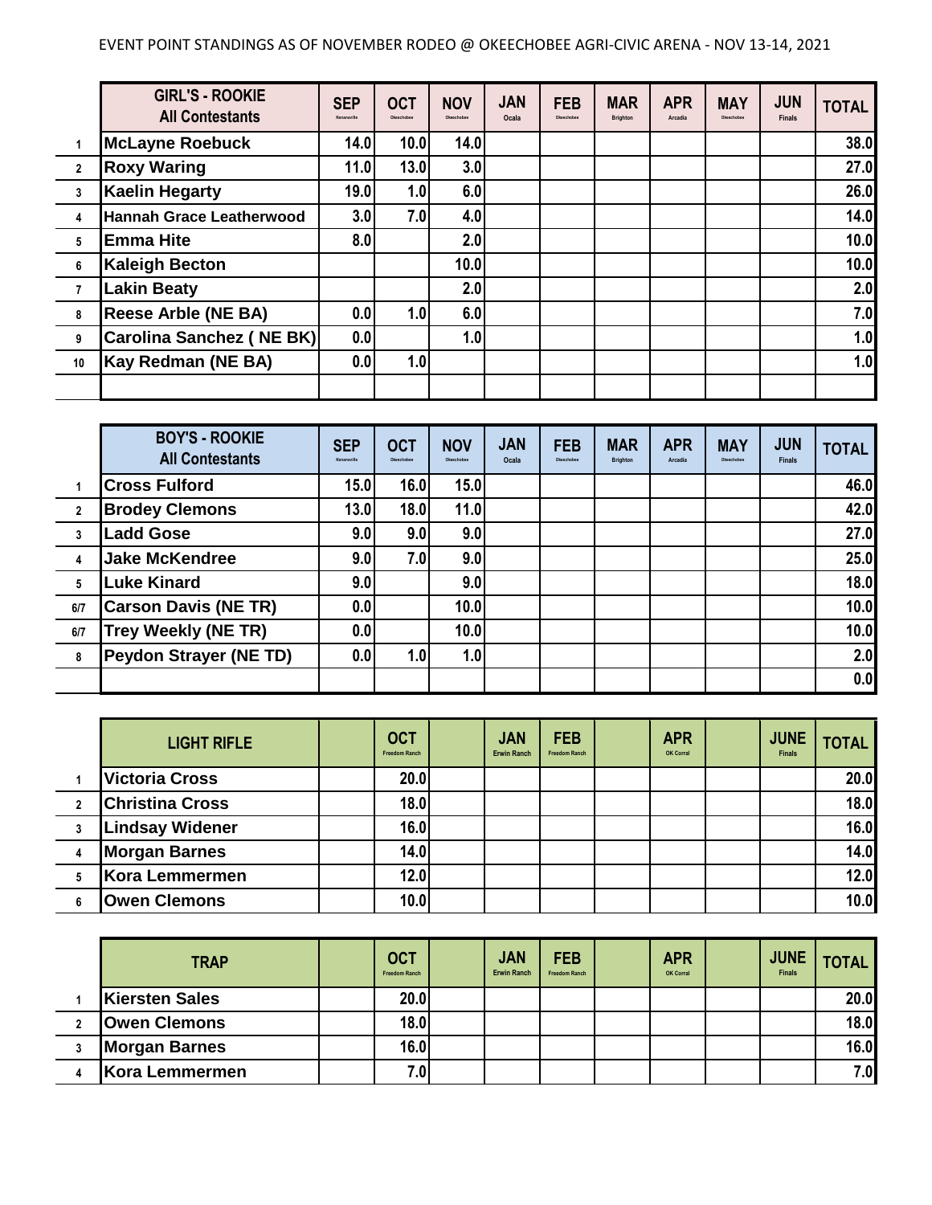EVENT POINT STANDINGS AS OF NOVEMBER RODEO @ OKEECHOBEE AGRI-CIVIC ARENA - NOV 13-14, 2021

| | GIRL'S - ROOKIE All Contestants | SEP Kenansville | OCT Okeechobee | NOV Okeechobee | JAN Ocala | FEB Okeechobee | MAR Brighton | APR Arcadia | MAY Okeechobee | JUN Finals | TOTAL |
|---|---|---|---|---|---|---|---|---|---|---|---|
| 1 | McLayne Roebuck | 14.0 | 10.0 | 14.0 | | | | | | | 38.0 |
| 2 | Roxy Waring | 11.0 | 13.0 | 3.0 | | | | | | | 27.0 |
| 3 | Kaelin Hegarty | 19.0 | 1.0 | 6.0 | | | | | | | 26.0 |
| 4 | Hannah Grace Leatherwood | 3.0 | 7.0 | 4.0 | | | | | | | 14.0 |
| 5 | Emma Hite | 8.0 | | 2.0 | | | | | | | 10.0 |
| 6 | Kaleigh Becton | | | 10.0 | | | | | | | 10.0 |
| 7 | Lakin Beaty | | | 2.0 | | | | | | | 2.0 |
| 8 | Reese Arble (NE BA) | 0.0 | 1.0 | 6.0 | | | | | | | 7.0 |
| 9 | Carolina Sanchez ( NE BK) | 0.0 | | 1.0 | | | | | | | 1.0 |
| 10 | Kay Redman (NE BA) | 0.0 | 1.0 | | | | | | | | 1.0 |
| | | | | | | | | | | | |

| | BOY'S - ROOKIE All Contestants | SEP Kenansville | OCT Okeechobee | NOV Okeechobee | JAN Ocala | FEB Okeechobee | MAR Brighton | APR Arcadia | MAY Okeechobee | JUN Finals | TOTAL |
|---|---|---|---|---|---|---|---|---|---|---|---|
| 1 | Cross Fulford | 15.0 | 16.0 | 15.0 | | | | | | | 46.0 |
| 2 | Brodey Clemons | 13.0 | 18.0 | 11.0 | | | | | | | 42.0 |
| 3 | Ladd Gose | 9.0 | 9.0 | 9.0 | | | | | | | 27.0 |
| 4 | Jake McKendree | 9.0 | 7.0 | 9.0 | | | | | | | 25.0 |
| 5 | Luke Kinard | 9.0 | | 9.0 | | | | | | | 18.0 |
| 6/7 | Carson Davis (NE TR) | 0.0 | | 10.0 | | | | | | | 10.0 |
| 6/7 | Trey Weekly (NE TR) | 0.0 | | 10.0 | | | | | | | 10.0 |
| 8 | Peydon Strayer (NE TD) | 0.0 | 1.0 | 1.0 | | | | | | | 2.0 |
| | | | | | | | | | | | 0.0 |

| | LIGHT RIFLE | | OCT Freedom Ranch | | JAN Erwin Ranch | FEB Freedom Ranch | | APR OK Corral | | JUNE Finals | TOTAL |
|---|---|---|---|---|---|---|---|---|---|---|---|
| 1 | Victoria Cross | | 20.0 | | | | | | | | 20.0 |
| 2 | Christina Cross | | 18.0 | | | | | | | | 18.0 |
| 3 | Lindsay Widener | | 16.0 | | | | | | | | 16.0 |
| 4 | Morgan Barnes | | 14.0 | | | | | | | | 14.0 |
| 5 | Kora Lemmermen | | 12.0 | | | | | | | | 12.0 |
| 6 | Owen Clemons | | 10.0 | | | | | | | | 10.0 |

| | TRAP | | OCT Freedom Ranch | | JAN Erwin Ranch | FEB Freedom Ranch | | APR OK Corral | | JUNE Finals | TOTAL |
|---|---|---|---|---|---|---|---|---|---|---|---|
| 1 | Kiersten Sales | | 20.0 | | | | | | | | 20.0 |
| 2 | Owen Clemons | | 18.0 | | | | | | | | 18.0 |
| 3 | Morgan Barnes | | 16.0 | | | | | | | | 16.0 |
| 4 | Kora Lemmermen | | 7.0 | | | | | | | | 7.0 |